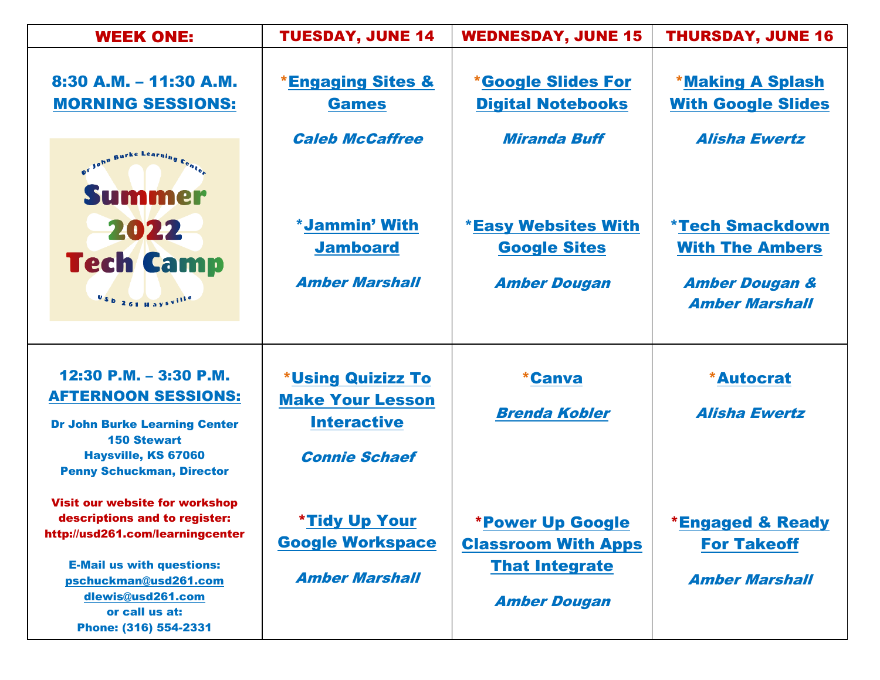| WEEK ONE: | TUESDAY, JUNE 14 | WEDNESDAY, JUNE 15 | THURSDAY, JUNE 16 |
| --- | --- | --- | --- |
| **8:30 A.M. – 11:30 A.M. MORNING SESSIONS:**<br><br>Dr John Burke Learning Center<br>Summer 2022 Tech Camp<br>USD 261 Haysville | ***Engaging Sites & Games**<br>*Caleb McCaffree*<br><br>***Jammin' With Jamboard**<br>*Amber Marshall* | ***Google Slides For Digital Notebooks**<br>*Miranda Buff*<br><br>***Easy Websites With Google Sites**<br>*Amber Dougan* | ***Making A Splash With Google Slides**<br>*Alisha Ewertz*<br><br>***Tech Smackdown With The Ambers**<br>*Amber Dougan & Amber Marshall* |
| **12:30 P.M. – 3:30 P.M. AFTERNOON SESSIONS:**<br><br>Dr John Burke Learning Center<br>150 Stewart<br>Haysville, KS 67060<br>Penny Schuckman, Director<br><br>Visit our website for workshop descriptions and to register:<br>http://usd261.com/learningcenter<br><br>E-Mail us with questions:<br>pschuckman@usd261.com<br>dlewis@usd261.com<br>or call us at:<br>Phone: (316) 554-2331 | ***Using Quizizz To Make Your Lesson Interactive**<br>*Connie Schaef*<br><br>***Tidy Up Your Google Workspace**<br>*Amber Marshall* | ***Canva**<br>*Brenda Kobler*<br><br>***Power Up Google Classroom With Apps That Integrate**<br>*Amber Dougan* | ***Autocrat**<br>*Alisha Ewertz*<br><br>***Engaged & Ready For Takeoff**<br>*Amber Marshall* |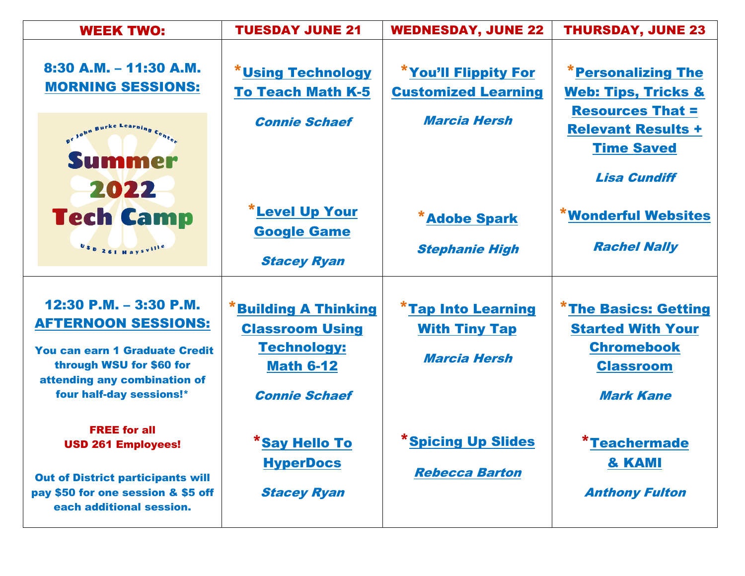| WEEK TWO: | TUESDAY JUNE 21 | WEDNESDAY, JUNE 22 | THURSDAY, JUNE 23 |
| --- | --- | --- | --- |
| **8:30 A.M. – 11:30 A.M.** <br> **MORNING SESSIONS:** <br><br> Dr John Burke Learning Center <br> Summer 2022 Tech Camp <br> USD 261 Haysville | ***Using Technology To Teach Math K-5** <br> *Connie Schaef* <br><br> ***Level Up Your Google Game** <br> *Stacey Ryan* | ***You'll Flippity For Customized Learning** <br> *Marcia Hersh* <br><br> ***Adobe Spark** <br> *Stephanie High* | ***Personalizing The Web: Tips, Tricks & Resources That = Relevant Results + Time Saved** <br> *Lisa Cundiff* <br><br> ***Wonderful Websites** <br> *Rachel Nally* |
| **12:30 P.M. – 3:30 P.M.** <br> **AFTERNOON SESSIONS:** <br><br> You can earn 1 Graduate Credit through WSU for $60 for attending any combination of four half-day sessions!* <br><br> FREE for all USD 261 Employees! <br><br> Out of District participants will pay $50 for one session & $5 off each additional session. | ***Building A Thinking Classroom Using Technology: Math 6-12** <br> *Connie Schaef* <br><br> ***Say Hello To HyperDocs** <br> *Stacey Ryan* | ***Tap Into Learning With Tiny Tap** <br> *Marcia Hersh* <br><br> ***Spicing Up Slides** <br> *Rebecca Barton* | ***The Basics: Getting Started With Your Chromebook Classroom** <br> *Mark Kane* <br><br> ***Teachermade & KAMI** <br> *Anthony Fulton* |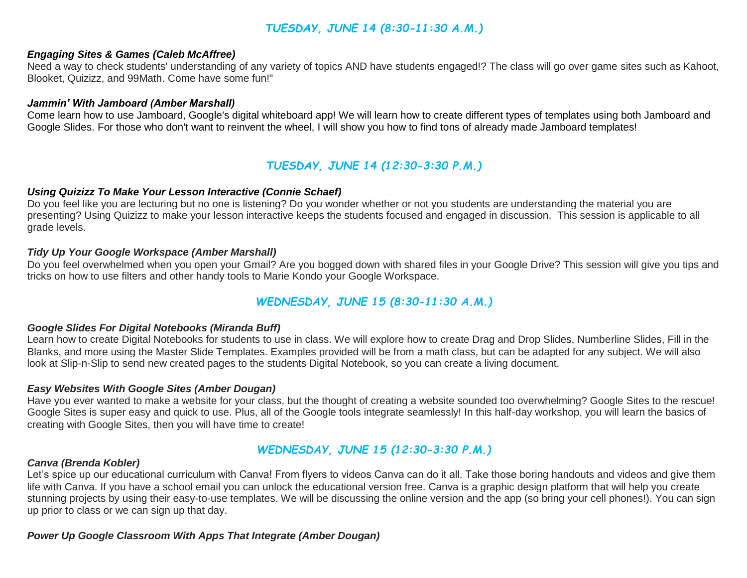## *TUESDAY, JUNE 14 (8:30-11:30 A.M.)*

***Engaging Sites & Games (Caleb McAffree)***

Need a way to check students' understanding of any variety of topics AND have students engaged!? The class will go over game sites such as Kahoot, Blooket, Quizizz, and 99Math. Come have some fun!"

***Jammin' With Jamboard (Amber Marshall)***

Come learn how to use Jamboard, Google's digital whiteboard app! We will learn how to create different types of templates using both Jamboard and Google Slides. For those who don't want to reinvent the wheel, I will show you how to find tons of already made Jamboard templates!

## *TUESDAY, JUNE 14 (12:30-3:30 P.M.)*

***Using Quizizz To Make Your Lesson Interactive (Connie Schaef)***

Do you feel like you are lecturing but no one is listening? Do you wonder whether or not you students are understanding the material you are presenting? Using Quizizz to make your lesson interactive keeps the students focused and engaged in discussion. This session is applicable to all grade levels.

***Tidy Up Your Google Workspace (Amber Marshall)***

Do you feel overwhelmed when you open your Gmail? Are you bogged down with shared files in your Google Drive? This session will give you tips and tricks on how to use filters and other handy tools to Marie Kondo your Google Workspace.

## *WEDNESDAY, JUNE 15 (8:30-11:30 A.M.)*

***Google Slides For Digital Notebooks (Miranda Buff)***

Learn how to create Digital Notebooks for students to use in class. We will explore how to create Drag and Drop Slides, Numberline Slides, Fill in the Blanks, and more using the Master Slide Templates. Examples provided will be from a math class, but can be adapted for any subject. We will also look at Slip-n-Slip to send new created pages to the students Digital Notebook, so you can create a living document.

***Easy Websites With Google Sites (Amber Dougan)***

Have you ever wanted to make a website for your class, but the thought of creating a website sounded too overwhelming? Google Sites to the rescue! Google Sites is super easy and quick to use. Plus, all of the Google tools integrate seamlessly! In this half-day workshop, you will learn the basics of creating with Google Sites, then you will have time to create!

## *WEDNESDAY, JUNE 15 (12:30-3:30 P.M.)*

***Canva (Brenda Kobler)***

Let's spice up our educational curriculum with Canva! From flyers to videos Canva can do it all. Take those boring handouts and videos and give them life with Canva. If you have a school email you can unlock the educational version free. Canva is a graphic design platform that will help you create stunning projects by using their easy-to-use templates. We will be discussing the online version and the app (so bring your cell phones!). You can sign up prior to class or we can sign up that day.

***Power Up Google Classroom With Apps That Integrate (Amber Dougan)***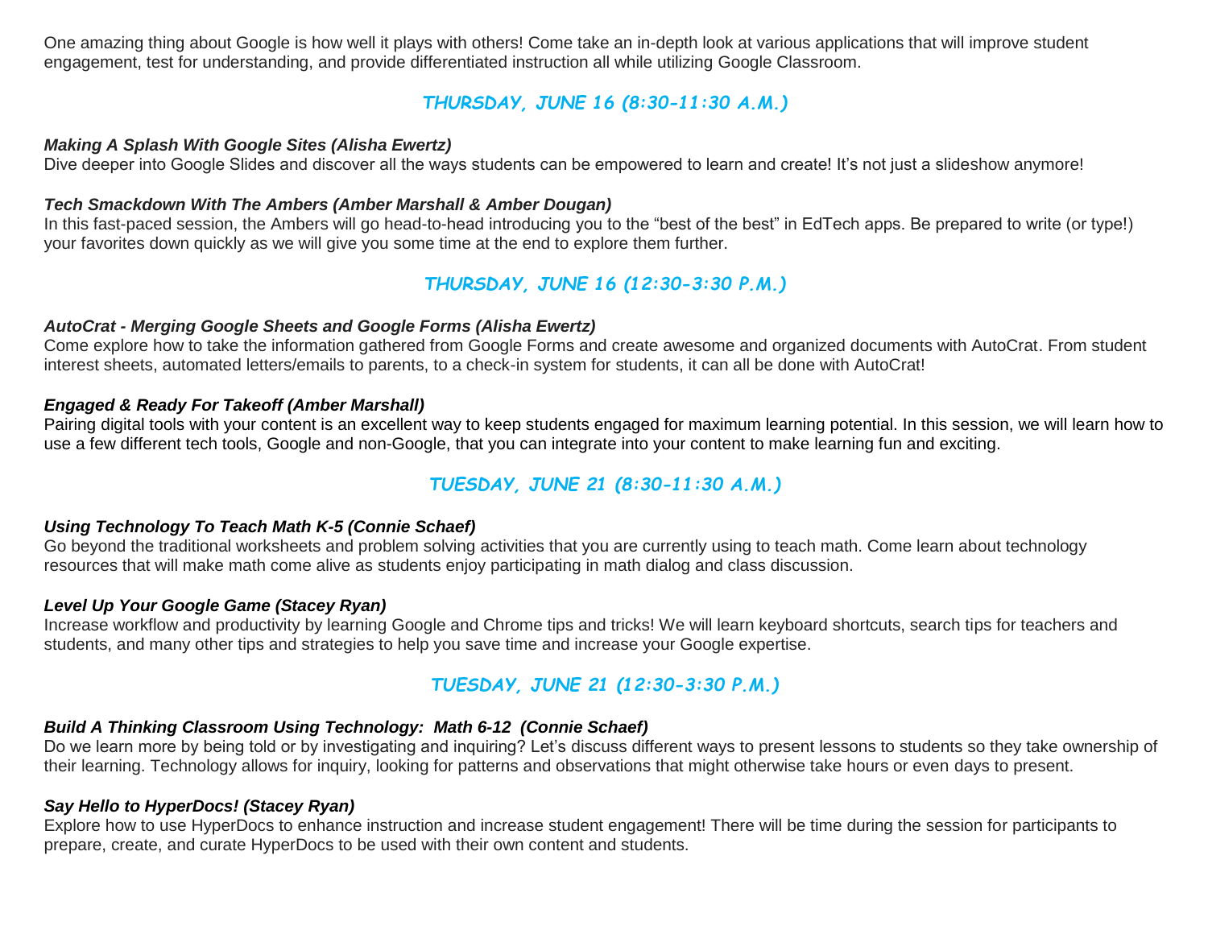One amazing thing about Google is how well it plays with others! Come take an in-depth look at various applications that will improve student engagement, test for understanding, and provide differentiated instruction all while utilizing Google Classroom.

## *THURSDAY, JUNE 16 (8:30-11:30 A.M.)*

***Making A Splash With Google Sites (Alisha Ewertz)***
Dive deeper into Google Slides and discover all the ways students can be empowered to learn and create! It's not just a slideshow anymore!

***Tech Smackdown With The Ambers (Amber Marshall & Amber Dougan)***
In this fast-paced session, the Ambers will go head-to-head introducing you to the "best of the best" in EdTech apps. Be prepared to write (or type!) your favorites down quickly as we will give you some time at the end to explore them further.

## *THURSDAY, JUNE 16 (12:30-3:30 P.M.)*

***AutoCrat - Merging Google Sheets and Google Forms (Alisha Ewertz)***
Come explore how to take the information gathered from Google Forms and create awesome and organized documents with AutoCrat. From student interest sheets, automated letters/emails to parents, to a check-in system for students, it can all be done with AutoCrat!

***Engaged & Ready For Takeoff (Amber Marshall)***
Pairing digital tools with your content is an excellent way to keep students engaged for maximum learning potential. In this session, we will learn how to use a few different tech tools, Google and non-Google, that you can integrate into your content to make learning fun and exciting.

## *TUESDAY, JUNE 21 (8:30-11:30 A.M.)*

***Using Technology To Teach Math K-5 (Connie Schaef)***
Go beyond the traditional worksheets and problem solving activities that you are currently using to teach math. Come learn about technology resources that will make math come alive as students enjoy participating in math dialog and class discussion.

***Level Up Your Google Game (Stacey Ryan)***
Increase workflow and productivity by learning Google and Chrome tips and tricks! We will learn keyboard shortcuts, search tips for teachers and students, and many other tips and strategies to help you save time and increase your Google expertise.

## *TUESDAY, JUNE 21 (12:30-3:30 P.M.)*

***Build A Thinking Classroom Using Technology: Math 6-12 (Connie Schaef)***
Do we learn more by being told or by investigating and inquiring? Let's discuss different ways to present lessons to students so they take ownership of their learning. Technology allows for inquiry, looking for patterns and observations that might otherwise take hours or even days to present.

***Say Hello to HyperDocs! (Stacey Ryan)***
Explore how to use HyperDocs to enhance instruction and increase student engagement! There will be time during the session for participants to prepare, create, and curate HyperDocs to be used with their own content and students.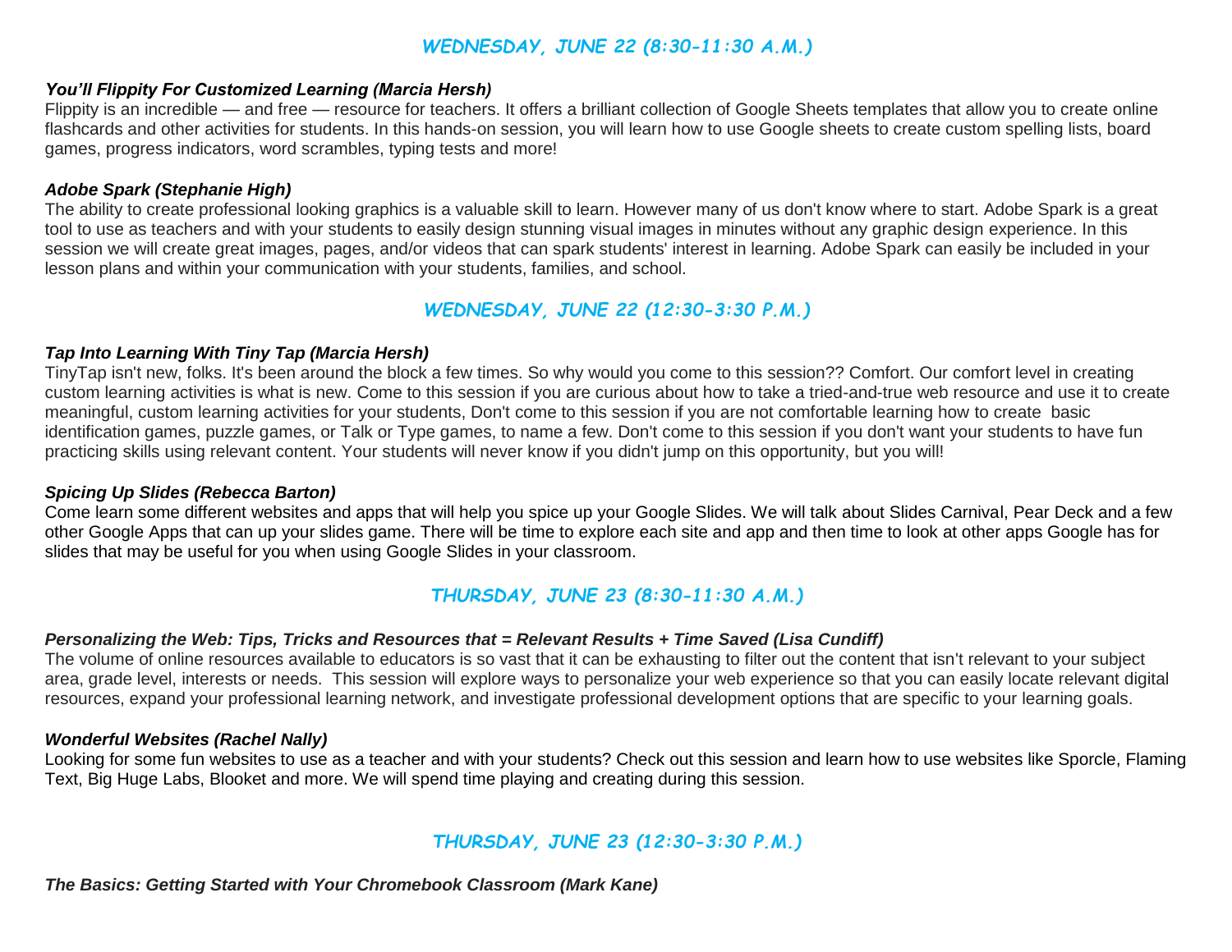## *WEDNESDAY, JUNE 22 (8:30-11:30 A.M.)*

***You'll Flippity For Customized Learning (Marcia Hersh)***
Flippity is an incredible — and free — resource for teachers. It offers a brilliant collection of Google Sheets templates that allow you to create online flashcards and other activities for students. In this hands-on session, you will learn how to use Google sheets to create custom spelling lists, board games, progress indicators, word scrambles, typing tests and more!

***Adobe Spark (Stephanie High)***
The ability to create professional looking graphics is a valuable skill to learn. However many of us don't know where to start. Adobe Spark is a great tool to use as teachers and with your students to easily design stunning visual images in minutes without any graphic design experience. In this session we will create great images, pages, and/or videos that can spark students' interest in learning. Adobe Spark can easily be included in your lesson plans and within your communication with your students, families, and school.

## *WEDNESDAY, JUNE 22 (12:30-3:30 P.M.)*

***Tap Into Learning With Tiny Tap (Marcia Hersh)***
TinyTap isn't new, folks. It's been around the block a few times. So why would you come to this session?? Comfort. Our comfort level in creating custom learning activities is what is new. Come to this session if you are curious about how to take a tried-and-true web resource and use it to create meaningful, custom learning activities for your students, Don't come to this session if you are not comfortable learning how to create basic identification games, puzzle games, or Talk or Type games, to name a few. Don't come to this session if you don't want your students to have fun practicing skills using relevant content. Your students will never know if you didn't jump on this opportunity, but you will!

***Spicing Up Slides (Rebecca Barton)***
Come learn some different websites and apps that will help you spice up your Google Slides. We will talk about Slides Carnival, Pear Deck and a few other Google Apps that can up your slides game. There will be time to explore each site and app and then time to look at other apps Google has for slides that may be useful for you when using Google Slides in your classroom.

## *THURSDAY, JUNE 23 (8:30-11:30 A.M.)*

***Personalizing the Web: Tips, Tricks and Resources that = Relevant Results + Time Saved (Lisa Cundiff)***
The volume of online resources available to educators is so vast that it can be exhausting to filter out the content that isn't relevant to your subject area, grade level, interests or needs. This session will explore ways to personalize your web experience so that you can easily locate relevant digital resources, expand your professional learning network, and investigate professional development options that are specific to your learning goals.

***Wonderful Websites (Rachel Nally)***
Looking for some fun websites to use as a teacher and with your students? Check out this session and learn how to use websites like Sporcle, Flaming Text, Big Huge Labs, Blooket and more. We will spend time playing and creating during this session.

## *THURSDAY, JUNE 23 (12:30-3:30 P.M.)*

***The Basics: Getting Started with Your Chromebook Classroom (Mark Kane)***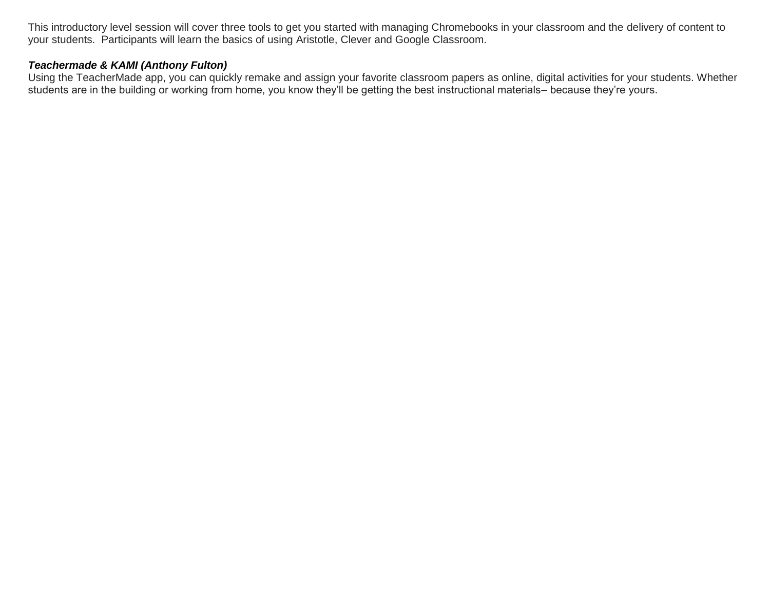This introductory level session will cover three tools to get you started with managing Chromebooks in your classroom and the delivery of content to your students. Participants will learn the basics of using Aristotle, Clever and Google Classroom.

***Teachermade & KAMI (Anthony Fulton)***
Using the TeacherMade app, you can quickly remake and assign your favorite classroom papers as online, digital activities for your students. Whether students are in the building or working from home, you know they'll be getting the best instructional materials– because they're yours.